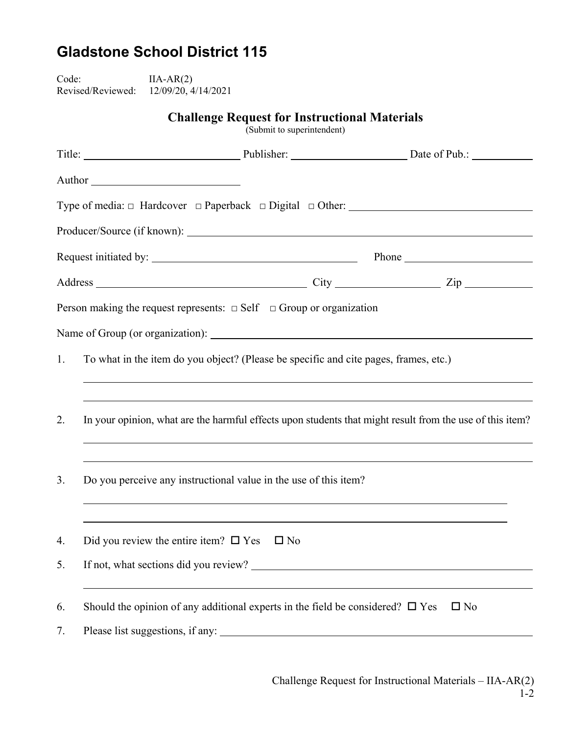# Gladstone School District 115

Code: IIA-AR(2)
Revised/Reviewed: 12/09/20, 4/14/2021

## Challenge Request for Instructional Materials

(Submit to superintendent)

Title: ______________________ Publisher: ____________________ Date of Pub.: __________

Author ______________________

Type of media: □ Hardcover □ Paperback □ Digital □ Other: ____________________

Producer/Source (if known): ________________________________________

Request initiated by: ______________________________ Phone ____________________

Address ______________________________ City ________________ Zip __________

Person making the request represents: □ Self □ Group or organization

Name of Group (or organization): ________________________________________

1. To what in the item do you object? (Please be specific and cite pages, frames, etc.)

   ________________________________________

   ________________________________________

2. In your opinion, what are the harmful effects upon students that might result from the use of this item?

   ________________________________________

   ________________________________________

3. Do you perceive any instructional value in the use of this item?

   ________________________________________

   ________________________________________

4. Did you review the entire item? ☐ Yes ☐ No

5. If not, what sections did you review? ________________________________________

   ________________________________________

6. Should the opinion of any additional experts in the field be considered? ☐ Yes ☐ No

7. Please list suggestions, if any: ________________________________________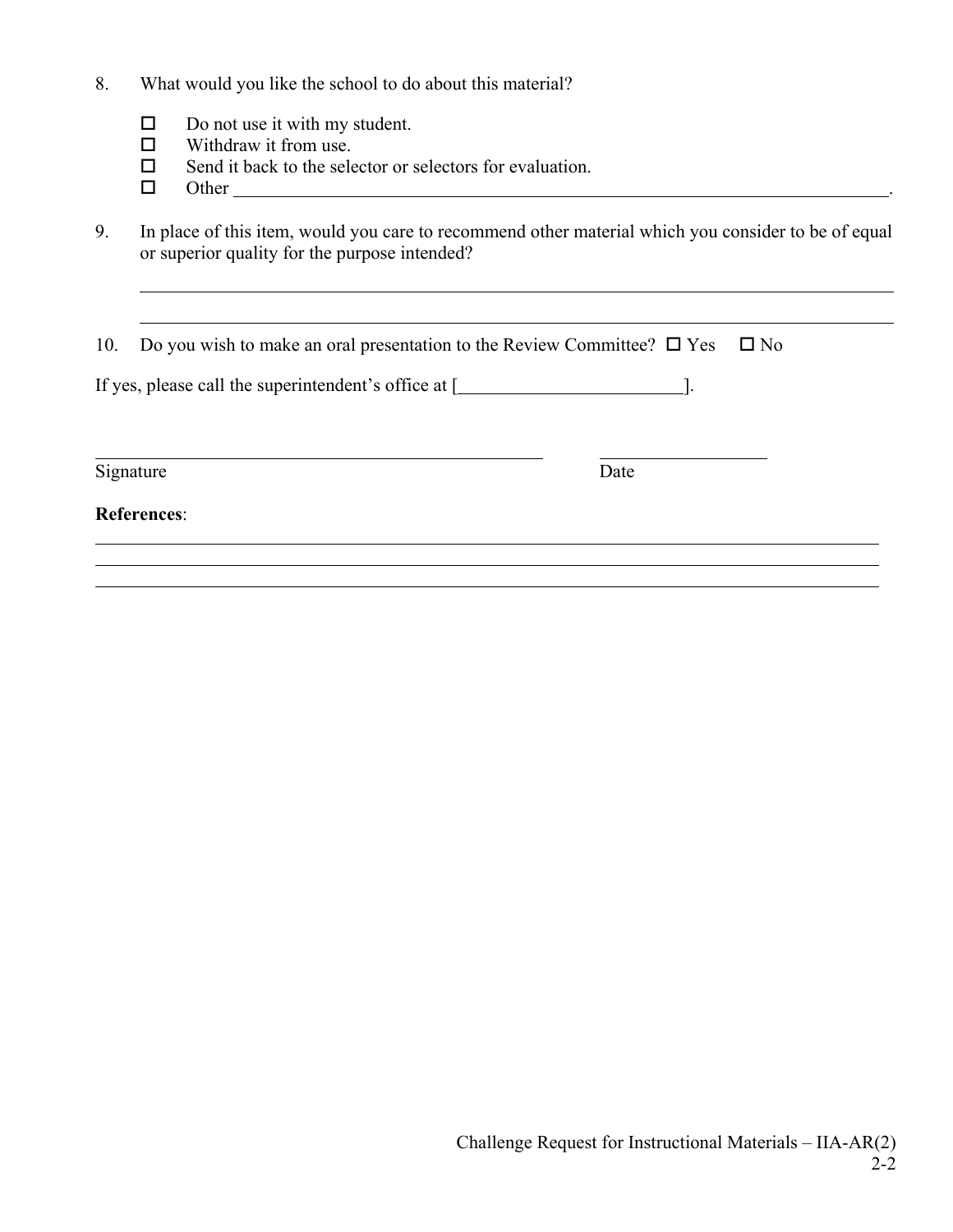8. What would you like the school to do about this material?

   ☐ Do not use it with my student.
   ☐ Withdraw it from use.
   ☐ Send it back to the selector or selectors for evaluation.
   ☐ Other ________________________________________________________________.

9. In place of this item, would you care to recommend other material which you consider to be of equal or superior quality for the purpose intended?

   ______________________________________________________________________

   ______________________________________________________________________

10. Do you wish to make an oral presentation to the Review Committee? ☐ Yes ☐ No

If yes, please call the superintendent's office at [________________________].

______________________________________________ ____________________

Signature Date

**References**:

______________________________________________________________________

______________________________________________________________________

______________________________________________________________________

Challenge Request for Instructional Materials – IIA-AR(2)